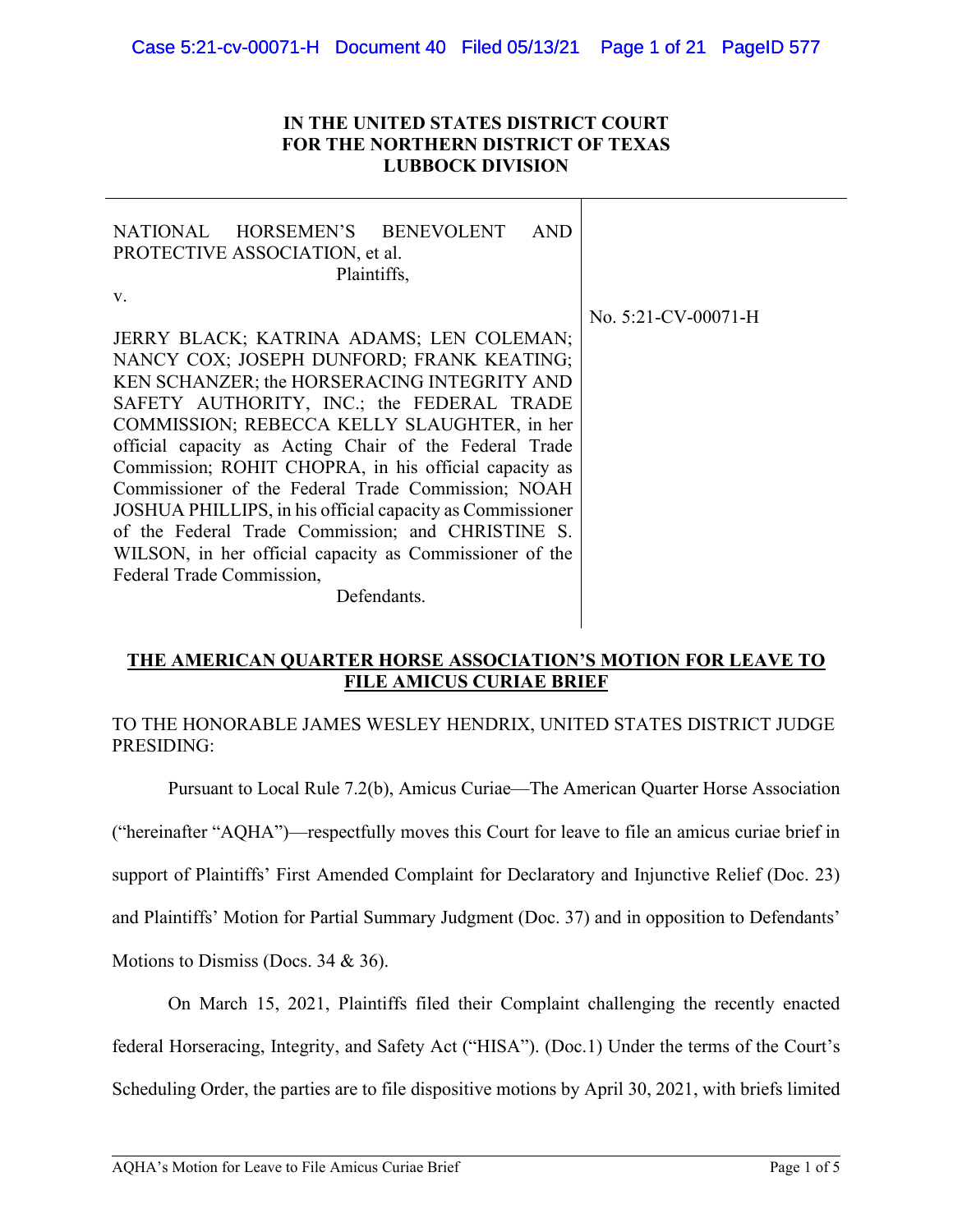**IN THE UNITED STATES DISTRICT COURT
FOR THE NORTHERN DISTRICT OF TEXAS
LUBBOCK DIVISION**

| | |
|---|---|
| NATIONAL HORSEMEN'S BENEVOLENT AND PROTECTIVE ASSOCIATION, et al.<br>Plaintiffs,<br>v.<br>JERRY BLACK; KATRINA ADAMS; LEN COLEMAN; NANCY COX; JOSEPH DUNFORD; FRANK KEATING; KEN SCHANZER; the HORSERACING INTEGRITY AND SAFETY AUTHORITY, INC.; the FEDERAL TRADE COMMISSION; REBECCA KELLY SLAUGHTER, in her official capacity as Acting Chair of the Federal Trade Commission; ROHIT CHOPRA, in his official capacity as Commissioner of the Federal Trade Commission; NOAH JOSHUA PHILLIPS, in his official capacity as Commissioner of the Federal Trade Commission; and CHRISTINE S. WILSON, in her official capacity as Commissioner of the Federal Trade Commission,<br>Defendants. | No. 5:21-CV-00071-H |

**THE AMERICAN QUARTER HORSE ASSOCIATION'S MOTION FOR LEAVE TO FILE AMICUS CURIAE BRIEF**

TO THE HONORABLE JAMES WESLEY HENDRIX, UNITED STATES DISTRICT JUDGE PRESIDING:

Pursuant to Local Rule 7.2(b), Amicus Curiae—The American Quarter Horse Association ("hereinafter "AQHA")—respectfully moves this Court for leave to file an amicus curiae brief in support of Plaintiffs' First Amended Complaint for Declaratory and Injunctive Relief (Doc. 23) and Plaintiffs' Motion for Partial Summary Judgment (Doc. 37) and in opposition to Defendants' Motions to Dismiss (Docs. 34 & 36).

On March 15, 2021, Plaintiffs filed their Complaint challenging the recently enacted federal Horseracing, Integrity, and Safety Act ("HISA"). (Doc.1) Under the terms of the Court's Scheduling Order, the parties are to file dispositive motions by April 30, 2021, with briefs limited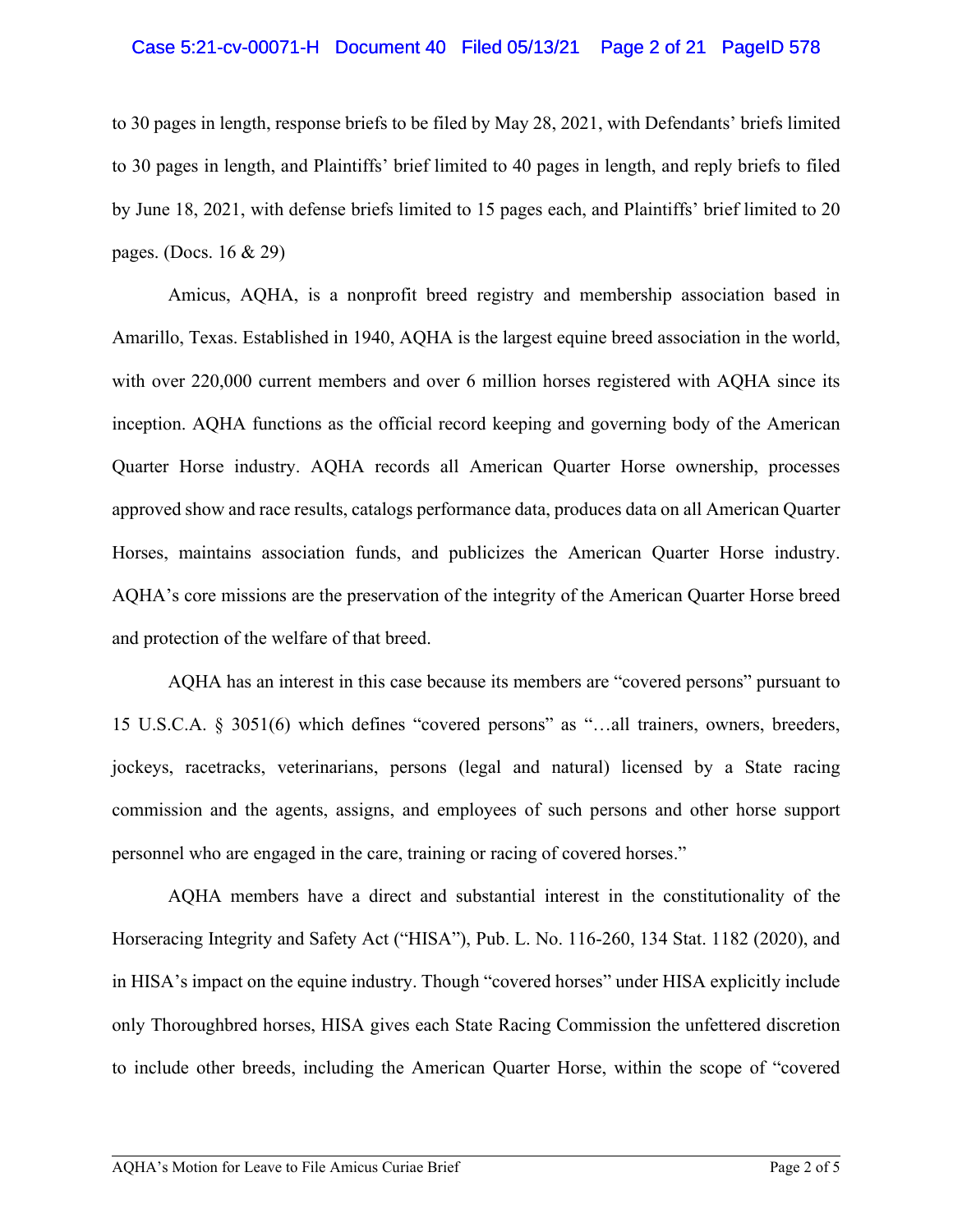to 30 pages in length, response briefs to be filed by May 28, 2021, with Defendants' briefs limited to 30 pages in length, and Plaintiffs' brief limited to 40 pages in length, and reply briefs to filed by June 18, 2021, with defense briefs limited to 15 pages each, and Plaintiffs' brief limited to 20 pages. (Docs. 16 & 29)

Amicus, AQHA, is a nonprofit breed registry and membership association based in Amarillo, Texas. Established in 1940, AQHA is the largest equine breed association in the world, with over 220,000 current members and over 6 million horses registered with AQHA since its inception. AQHA functions as the official record keeping and governing body of the American Quarter Horse industry. AQHA records all American Quarter Horse ownership, processes approved show and race results, catalogs performance data, produces data on all American Quarter Horses, maintains association funds, and publicizes the American Quarter Horse industry. AQHA's core missions are the preservation of the integrity of the American Quarter Horse breed and protection of the welfare of that breed.

AQHA has an interest in this case because its members are "covered persons" pursuant to 15 U.S.C.A. § 3051(6) which defines "covered persons" as "…all trainers, owners, breeders, jockeys, racetracks, veterinarians, persons (legal and natural) licensed by a State racing commission and the agents, assigns, and employees of such persons and other horse support personnel who are engaged in the care, training or racing of covered horses."

AQHA members have a direct and substantial interest in the constitutionality of the Horseracing Integrity and Safety Act ("HISA"), Pub. L. No. 116-260, 134 Stat. 1182 (2020), and in HISA's impact on the equine industry. Though "covered horses" under HISA explicitly include only Thoroughbred horses, HISA gives each State Racing Commission the unfettered discretion to include other breeds, including the American Quarter Horse, within the scope of "covered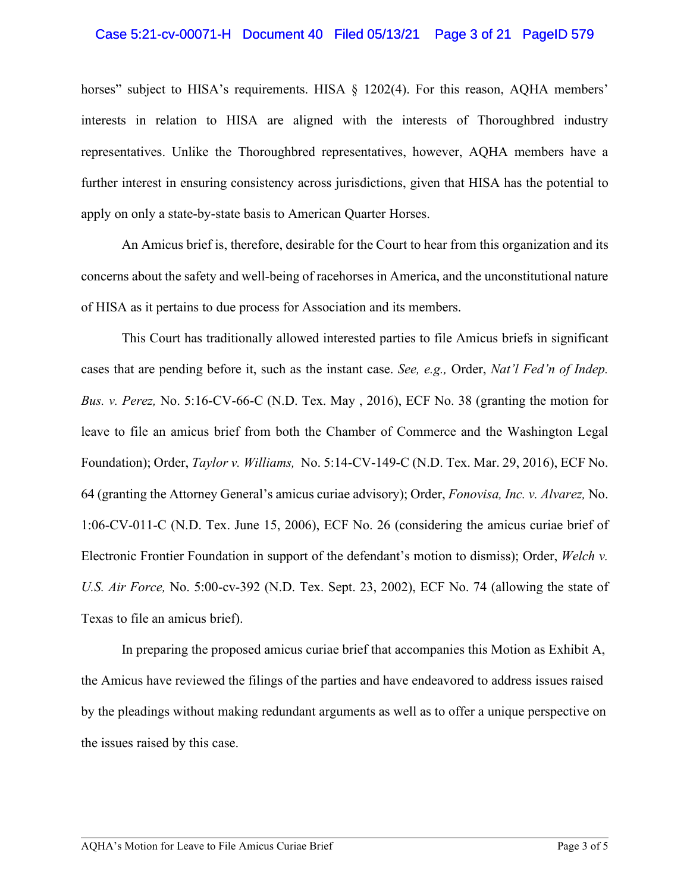horses" subject to HISA's requirements. HISA § 1202(4). For this reason, AQHA members' interests in relation to HISA are aligned with the interests of Thoroughbred industry representatives. Unlike the Thoroughbred representatives, however, AQHA members have a further interest in ensuring consistency across jurisdictions, given that HISA has the potential to apply on only a state-by-state basis to American Quarter Horses.

An Amicus brief is, therefore, desirable for the Court to hear from this organization and its concerns about the safety and well-being of racehorses in America, and the unconstitutional nature of HISA as it pertains to due process for Association and its members.

This Court has traditionally allowed interested parties to file Amicus briefs in significant cases that are pending before it, such as the instant case. *See, e.g.,* Order, *Nat'l Fed'n of Indep. Bus. v. Perez,* No. 5:16-CV-66-C (N.D. Tex. May , 2016), ECF No. 38 (granting the motion for leave to file an amicus brief from both the Chamber of Commerce and the Washington Legal Foundation); Order, *Taylor v. Williams,* No. 5:14-CV-149-C (N.D. Tex. Mar. 29, 2016), ECF No. 64 (granting the Attorney General's amicus curiae advisory); Order, *Fonovisa, Inc. v. Alvarez,* No. 1:06-CV-011-C (N.D. Tex. June 15, 2006), ECF No. 26 (considering the amicus curiae brief of Electronic Frontier Foundation in support of the defendant's motion to dismiss); Order, *Welch v. U.S. Air Force,* No. 5:00-cv-392 (N.D. Tex. Sept. 23, 2002), ECF No. 74 (allowing the state of Texas to file an amicus brief).

In preparing the proposed amicus curiae brief that accompanies this Motion as Exhibit A, the Amicus have reviewed the filings of the parties and have endeavored to address issues raised by the pleadings without making redundant arguments as well as to offer a unique perspective on the issues raised by this case.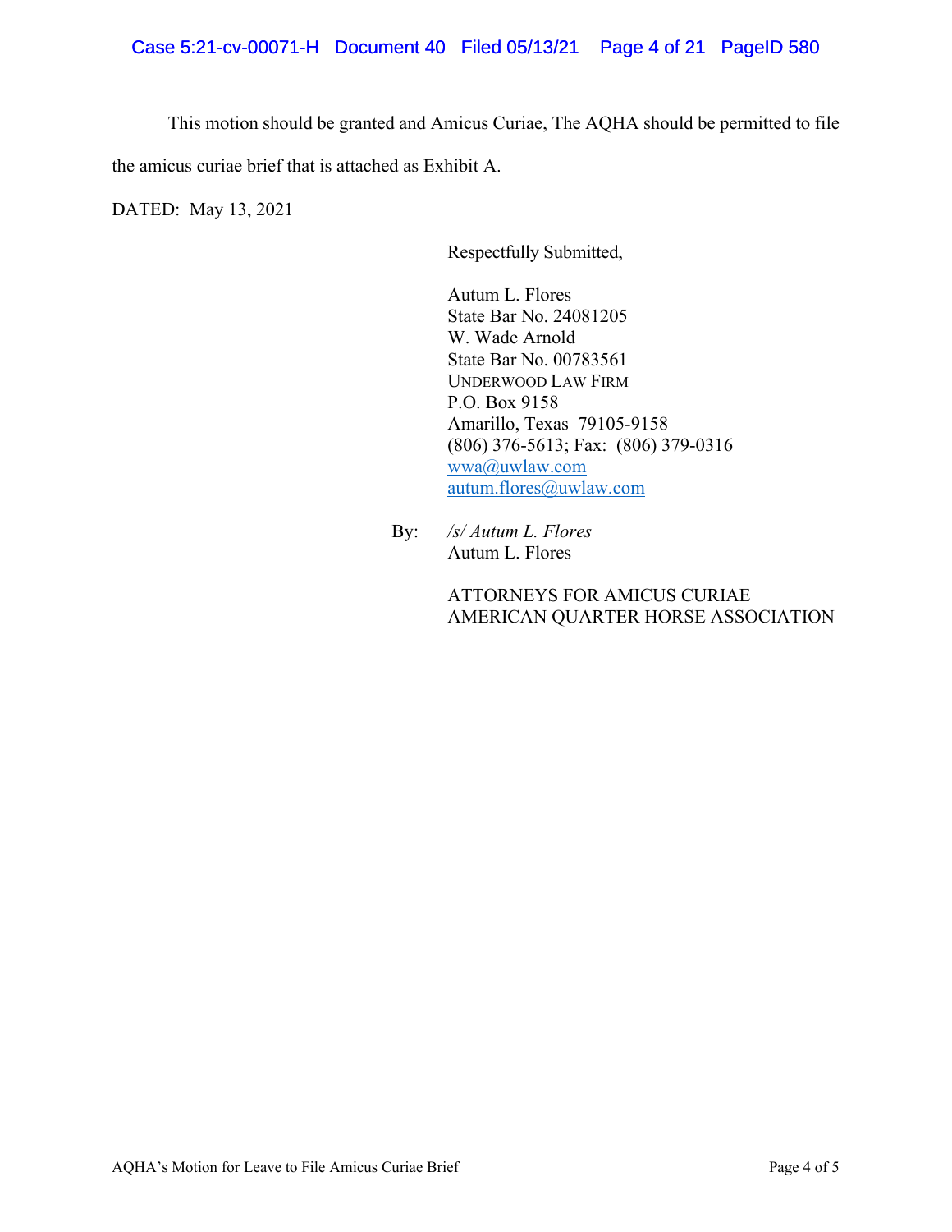This motion should be granted and Amicus Curiae, The AQHA should be permitted to file the amicus curiae brief that is attached as Exhibit A.

DATED: May 13, 2021

Respectfully Submitted,

Autum L. Flores
State Bar No. 24081205
W. Wade Arnold
State Bar No. 00783561
UNDERWOOD LAW FIRM
P.O. Box 9158
Amarillo, Texas 79105-9158
(806) 376-5613; Fax: (806) 379-0316
wwa@uwlaw.com
autum.flores@uwlaw.com

By: */s/ Autum L. Flores*
Autum L. Flores

ATTORNEYS FOR AMICUS CURIAE
AMERICAN QUARTER HORSE ASSOCIATION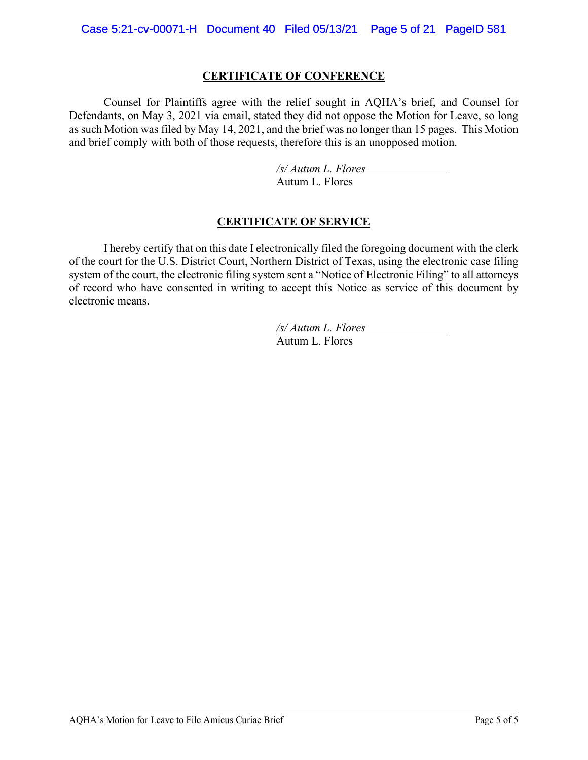## CERTIFICATE OF CONFERENCE

Counsel for Plaintiffs agree with the relief sought in AQHA's brief, and Counsel for Defendants, on May 3, 2021 via email, stated they did not oppose the Motion for Leave, so long as such Motion was filed by May 14, 2021, and the brief was no longer than 15 pages. This Motion and brief comply with both of those requests, therefore this is an unopposed motion.

*/s/ Autum L. Flores*
Autum L. Flores

## CERTIFICATE OF SERVICE

I hereby certify that on this date I electronically filed the foregoing document with the clerk of the court for the U.S. District Court, Northern District of Texas, using the electronic case filing system of the court, the electronic filing system sent a "Notice of Electronic Filing" to all attorneys of record who have consented in writing to accept this Notice as service of this document by electronic means.

*/s/ Autum L. Flores*
Autum L. Flores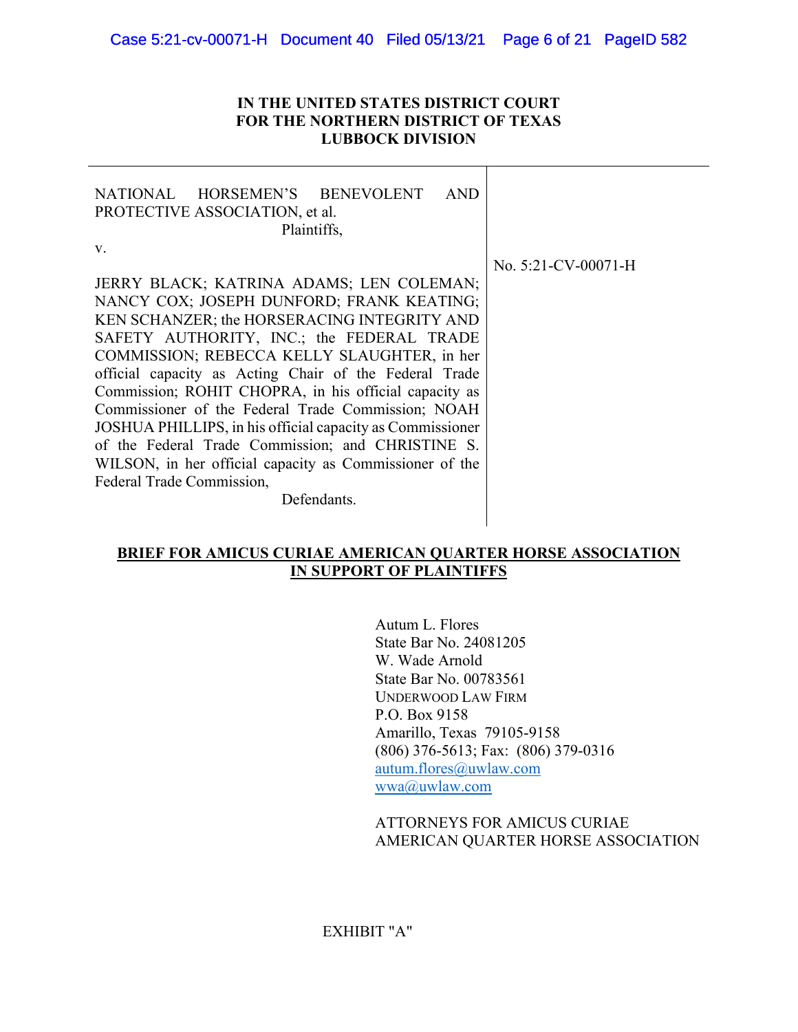**IN THE UNITED STATES DISTRICT COURT**
**FOR THE NORTHERN DISTRICT OF TEXAS**
**LUBBOCK DIVISION**

| | |
|---|---|
| NATIONAL HORSEMEN'S BENEVOLENT AND PROTECTIVE ASSOCIATION, et al.<br>Plaintiffs,<br><br>v.<br><br>JERRY BLACK; KATRINA ADAMS; LEN COLEMAN; NANCY COX; JOSEPH DUNFORD; FRANK KEATING; KEN SCHANZER; the HORSERACING INTEGRITY AND SAFETY AUTHORITY, INC.; the FEDERAL TRADE COMMISSION; REBECCA KELLY SLAUGHTER, in her official capacity as Acting Chair of the Federal Trade Commission; ROHIT CHOPRA, in his official capacity as Commissioner of the Federal Trade Commission; NOAH JOSHUA PHILLIPS, in his official capacity as Commissioner of the Federal Trade Commission; and CHRISTINE S. WILSON, in her official capacity as Commissioner of the Federal Trade Commission,<br>Defendants. | No. 5:21-CV-00071-H |

**BRIEF FOR AMICUS CURIAE AMERICAN QUARTER HORSE ASSOCIATION IN SUPPORT OF PLAINTIFFS**

Autum L. Flores
State Bar No. 24081205
W. Wade Arnold
State Bar No. 00783561
UNDERWOOD LAW FIRM
P.O. Box 9158
Amarillo, Texas 79105-9158
(806) 376-5613; Fax: (806) 379-0316
autum.flores@uwlaw.com
wwa@uwlaw.com

ATTORNEYS FOR AMICUS CURIAE
AMERICAN QUARTER HORSE ASSOCIATION

EXHIBIT "A"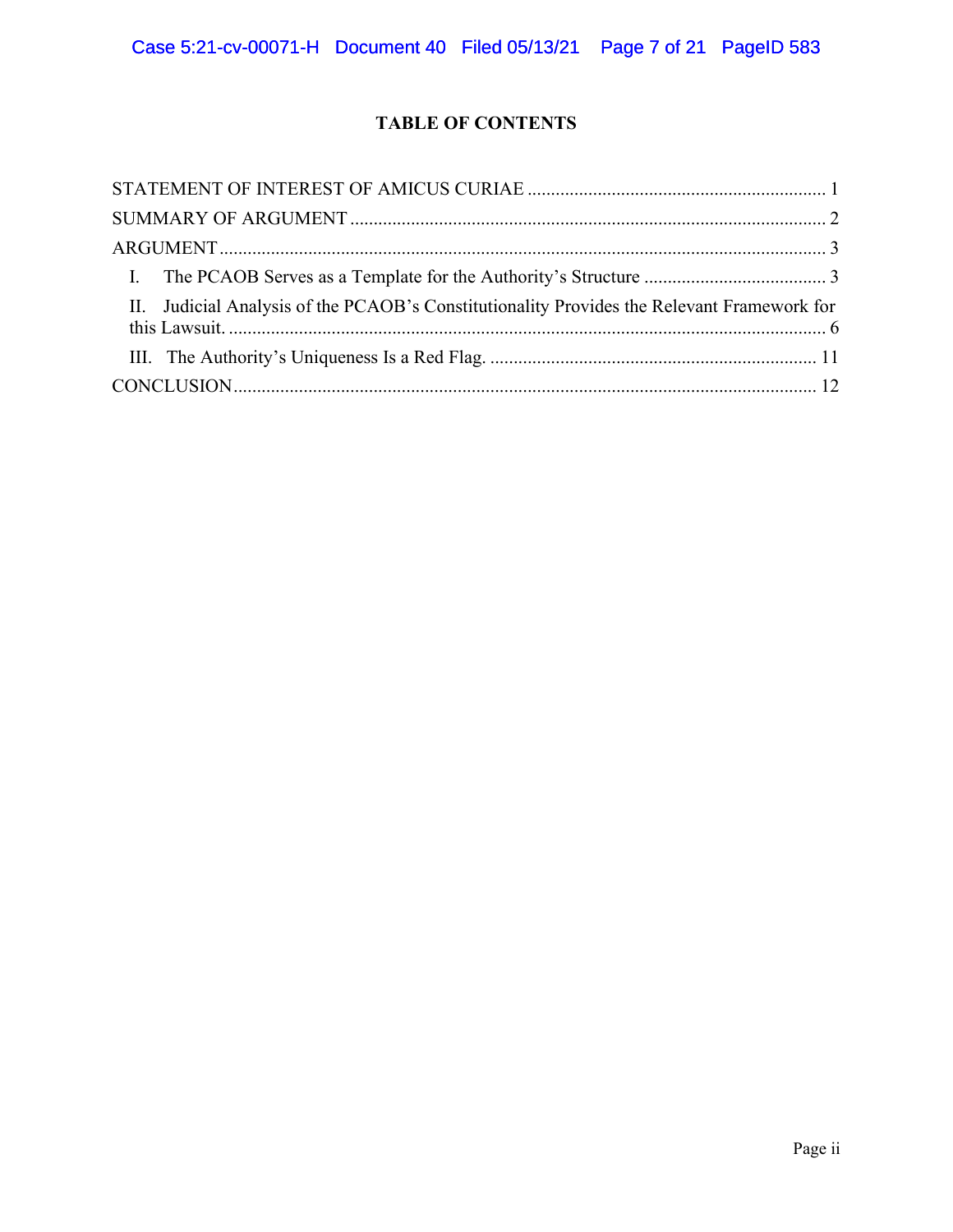# TABLE OF CONTENTS

STATEMENT OF INTEREST OF AMICUS CURIAE ............................................................... 1

SUMMARY OF ARGUMENT ..................................................................................................... 2

ARGUMENT ................................................................................................................................. 3

I. The PCAOB Serves as a Template for the Authority's Structure ....................................... 3

II. Judicial Analysis of the PCAOB's Constitutionality Provides the Relevant Framework for this Lawsuit. ............................................................................................................................. 6

III. The Authority's Uniqueness Is a Red Flag. ...................................................................... 11

CONCLUSION ............................................................................................................................ 12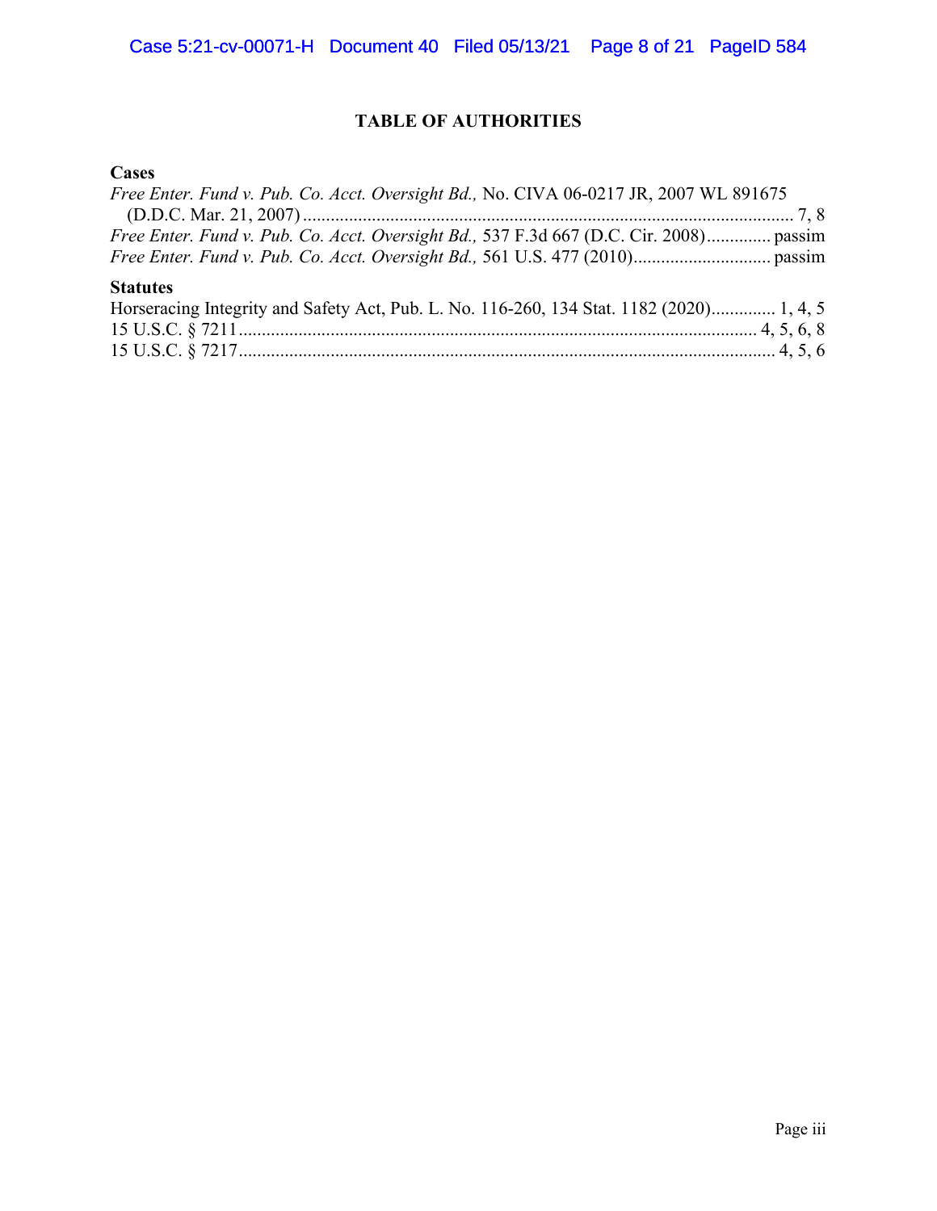# TABLE OF AUTHORITIES

**Cases**

*Free Enter. Fund v. Pub. Co. Acct. Oversight Bd.,* No. CIVA 06-0217 JR, 2007 WL 891675 (D.D.C. Mar. 21, 2007) .......... 7, 8

*Free Enter. Fund v. Pub. Co. Acct. Oversight Bd.,* 537 F.3d 667 (D.C. Cir. 2008) .......... passim

*Free Enter. Fund v. Pub. Co. Acct. Oversight Bd.,* 561 U.S. 477 (2010) .......... passim

**Statutes**

Horseracing Integrity and Safety Act, Pub. L. No. 116-260, 134 Stat. 1182 (2020) .......... 1, 4, 5

15 U.S.C. § 7211 .......... 4, 5, 6, 8

15 U.S.C. § 7217 .......... 4, 5, 6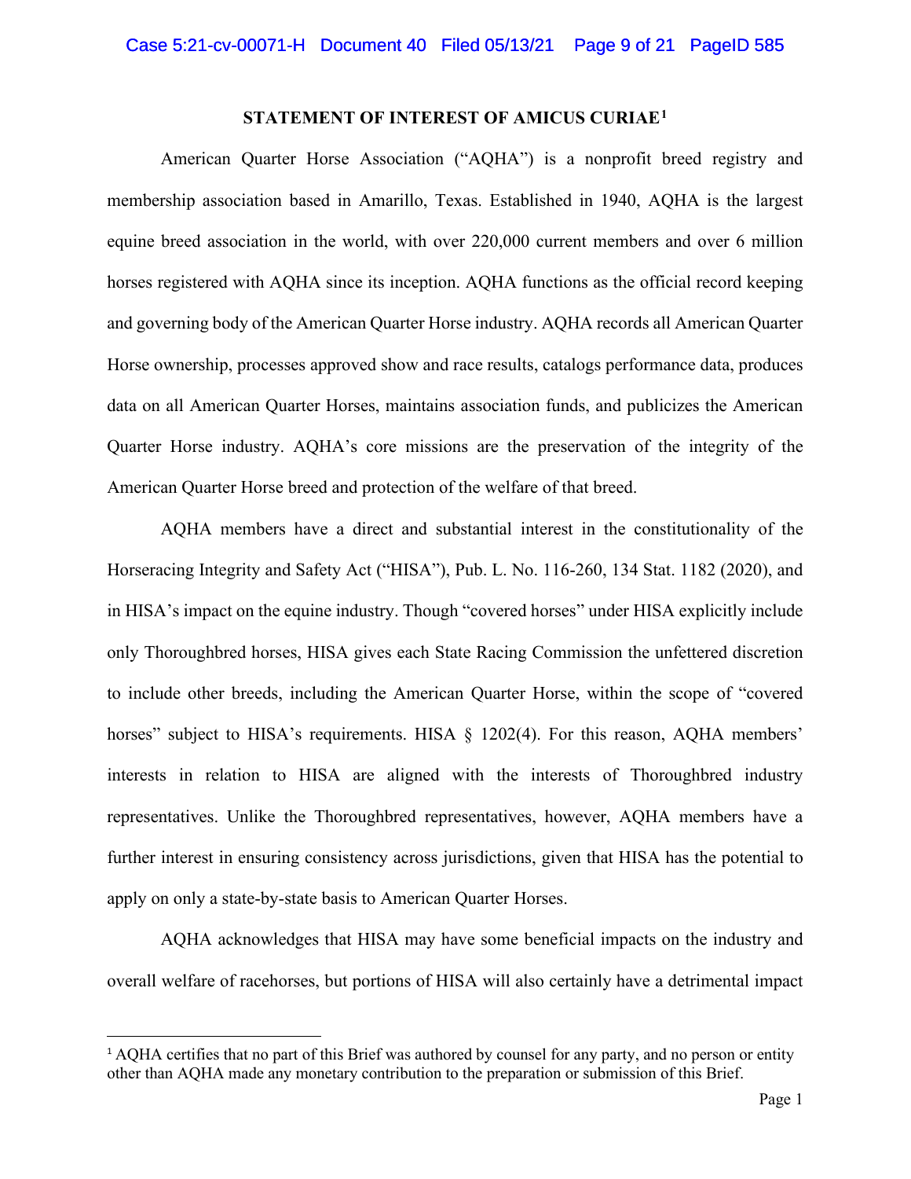## STATEMENT OF INTEREST OF AMICUS CURIAE[1]

American Quarter Horse Association ("AQHA") is a nonprofit breed registry and membership association based in Amarillo, Texas. Established in 1940, AQHA is the largest equine breed association in the world, with over 220,000 current members and over 6 million horses registered with AQHA since its inception. AQHA functions as the official record keeping and governing body of the American Quarter Horse industry. AQHA records all American Quarter Horse ownership, processes approved show and race results, catalogs performance data, produces data on all American Quarter Horses, maintains association funds, and publicizes the American Quarter Horse industry. AQHA's core missions are the preservation of the integrity of the American Quarter Horse breed and protection of the welfare of that breed.

AQHA members have a direct and substantial interest in the constitutionality of the Horseracing Integrity and Safety Act ("HISA"), Pub. L. No. 116-260, 134 Stat. 1182 (2020), and in HISA's impact on the equine industry. Though "covered horses" under HISA explicitly include only Thoroughbred horses, HISA gives each State Racing Commission the unfettered discretion to include other breeds, including the American Quarter Horse, within the scope of "covered horses" subject to HISA's requirements. HISA § 1202(4). For this reason, AQHA members' interests in relation to HISA are aligned with the interests of Thoroughbred industry representatives. Unlike the Thoroughbred representatives, however, AQHA members have a further interest in ensuring consistency across jurisdictions, given that HISA has the potential to apply on only a state-by-state basis to American Quarter Horses.

AQHA acknowledges that HISA may have some beneficial impacts on the industry and overall welfare of racehorses, but portions of HISA will also certainly have a detrimental impact

[1] AQHA certifies that no part of this Brief was authored by counsel for any party, and no person or entity other than AQHA made any monetary contribution to the preparation or submission of this Brief.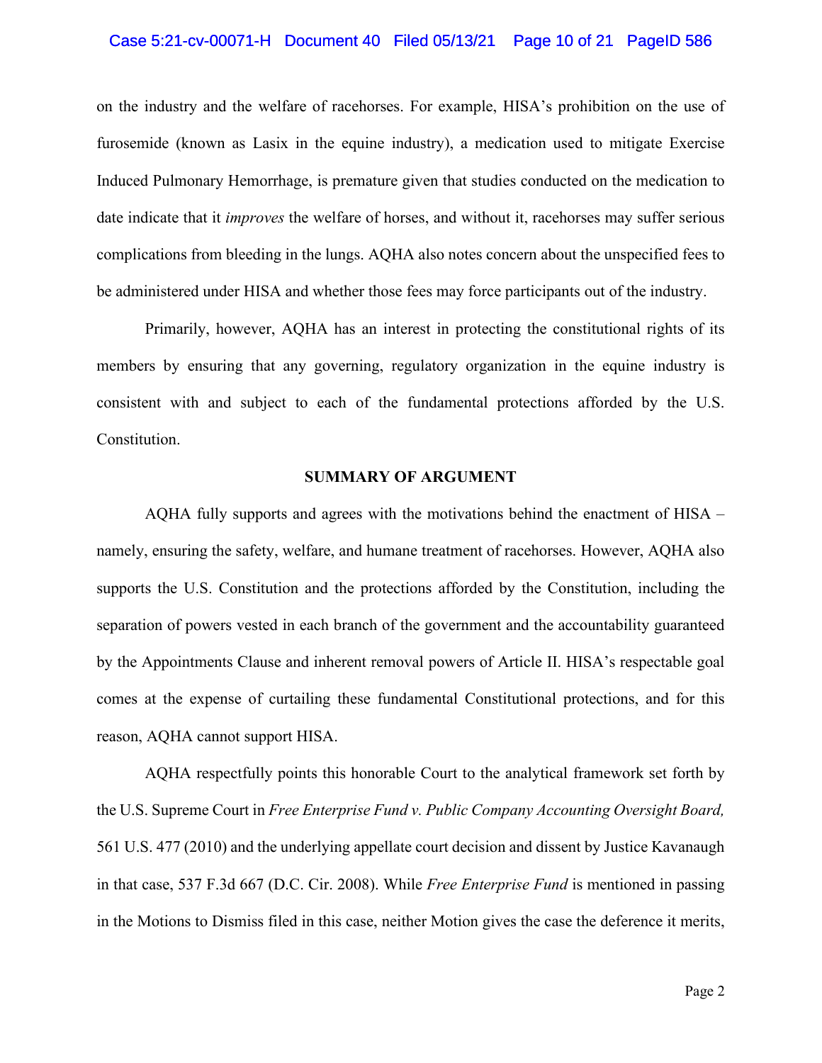on the industry and the welfare of racehorses. For example, HISA's prohibition on the use of furosemide (known as Lasix in the equine industry), a medication used to mitigate Exercise Induced Pulmonary Hemorrhage, is premature given that studies conducted on the medication to date indicate that it *improves* the welfare of horses, and without it, racehorses may suffer serious complications from bleeding in the lungs. AQHA also notes concern about the unspecified fees to be administered under HISA and whether those fees may force participants out of the industry.

Primarily, however, AQHA has an interest in protecting the constitutional rights of its members by ensuring that any governing, regulatory organization in the equine industry is consistent with and subject to each of the fundamental protections afforded by the U.S. Constitution.

## SUMMARY OF ARGUMENT

AQHA fully supports and agrees with the motivations behind the enactment of HISA – namely, ensuring the safety, welfare, and humane treatment of racehorses. However, AQHA also supports the U.S. Constitution and the protections afforded by the Constitution, including the separation of powers vested in each branch of the government and the accountability guaranteed by the Appointments Clause and inherent removal powers of Article II. HISA's respectable goal comes at the expense of curtailing these fundamental Constitutional protections, and for this reason, AQHA cannot support HISA.

AQHA respectfully points this honorable Court to the analytical framework set forth by the U.S. Supreme Court in *Free Enterprise Fund v. Public Company Accounting Oversight Board,* 561 U.S. 477 (2010) and the underlying appellate court decision and dissent by Justice Kavanaugh in that case, 537 F.3d 667 (D.C. Cir. 2008). While *Free Enterprise Fund* is mentioned in passing in the Motions to Dismiss filed in this case, neither Motion gives the case the deference it merits,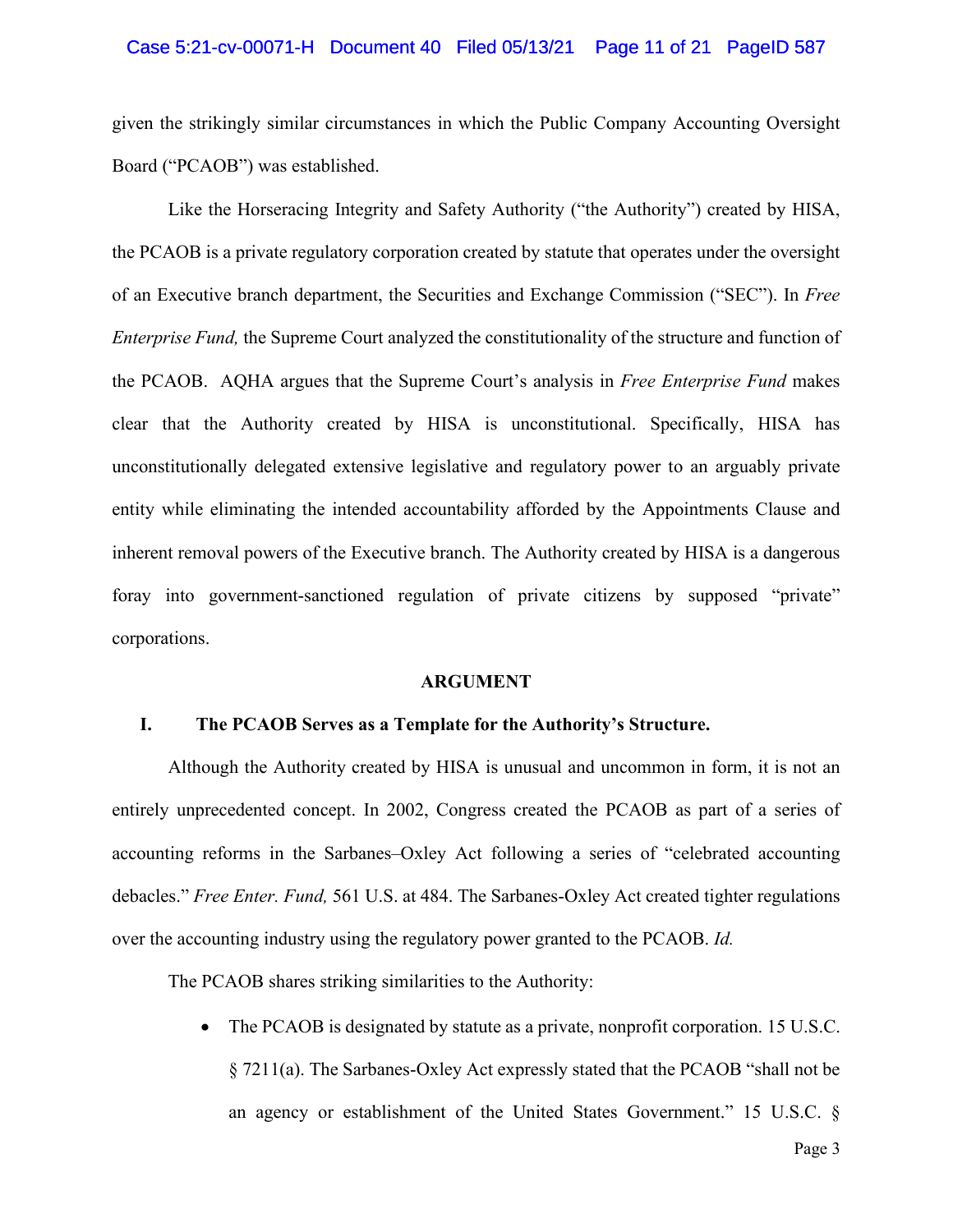given the strikingly similar circumstances in which the Public Company Accounting Oversight Board ("PCAOB") was established.

Like the Horseracing Integrity and Safety Authority ("the Authority") created by HISA, the PCAOB is a private regulatory corporation created by statute that operates under the oversight of an Executive branch department, the Securities and Exchange Commission ("SEC"). In *Free Enterprise Fund,* the Supreme Court analyzed the constitutionality of the structure and function of the PCAOB. AQHA argues that the Supreme Court's analysis in *Free Enterprise Fund* makes clear that the Authority created by HISA is unconstitutional. Specifically, HISA has unconstitutionally delegated extensive legislative and regulatory power to an arguably private entity while eliminating the intended accountability afforded by the Appointments Clause and inherent removal powers of the Executive branch. The Authority created by HISA is a dangerous foray into government-sanctioned regulation of private citizens by supposed "private" corporations.

## ARGUMENT

### I. The PCAOB Serves as a Template for the Authority's Structure.

Although the Authority created by HISA is unusual and uncommon in form, it is not an entirely unprecedented concept. In 2002, Congress created the PCAOB as part of a series of accounting reforms in the Sarbanes–Oxley Act following a series of "celebrated accounting debacles." *Free Enter. Fund,* 561 U.S. at 484. The Sarbanes-Oxley Act created tighter regulations over the accounting industry using the regulatory power granted to the PCAOB. *Id.*

The PCAOB shares striking similarities to the Authority:

- The PCAOB is designated by statute as a private, nonprofit corporation. 15 U.S.C. § 7211(a). The Sarbanes-Oxley Act expressly stated that the PCAOB "shall not be an agency or establishment of the United States Government." 15 U.S.C. §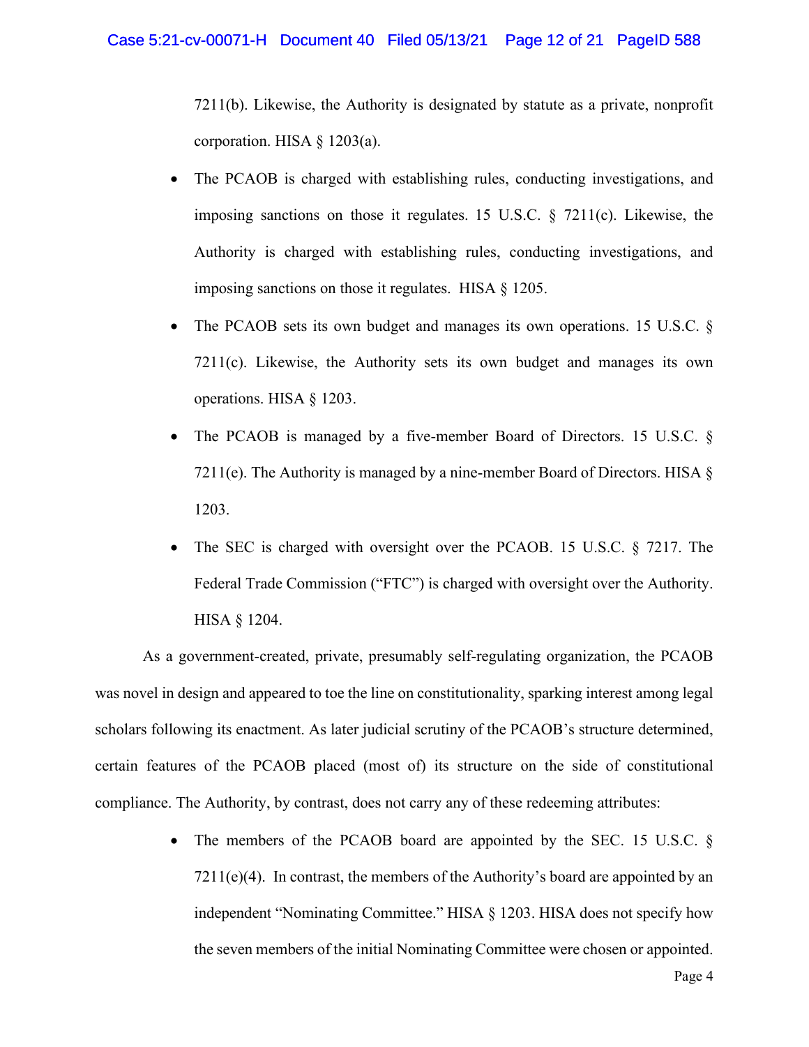7211(b). Likewise, the Authority is designated by statute as a private, nonprofit corporation. HISA § 1203(a).

- The PCAOB is charged with establishing rules, conducting investigations, and imposing sanctions on those it regulates. 15 U.S.C. § 7211(c). Likewise, the Authority is charged with establishing rules, conducting investigations, and imposing sanctions on those it regulates. HISA § 1205.
- The PCAOB sets its own budget and manages its own operations. 15 U.S.C. § 7211(c). Likewise, the Authority sets its own budget and manages its own operations. HISA § 1203.
- The PCAOB is managed by a five-member Board of Directors. 15 U.S.C. § 7211(e). The Authority is managed by a nine-member Board of Directors. HISA § 1203.
- The SEC is charged with oversight over the PCAOB. 15 U.S.C. § 7217. The Federal Trade Commission ("FTC") is charged with oversight over the Authority. HISA § 1204.

As a government-created, private, presumably self-regulating organization, the PCAOB was novel in design and appeared to toe the line on constitutionality, sparking interest among legal scholars following its enactment. As later judicial scrutiny of the PCAOB's structure determined, certain features of the PCAOB placed (most of) its structure on the side of constitutional compliance. The Authority, by contrast, does not carry any of these redeeming attributes:

- The members of the PCAOB board are appointed by the SEC. 15 U.S.C. § 7211(e)(4). In contrast, the members of the Authority's board are appointed by an independent "Nominating Committee." HISA § 1203. HISA does not specify how the seven members of the initial Nominating Committee were chosen or appointed.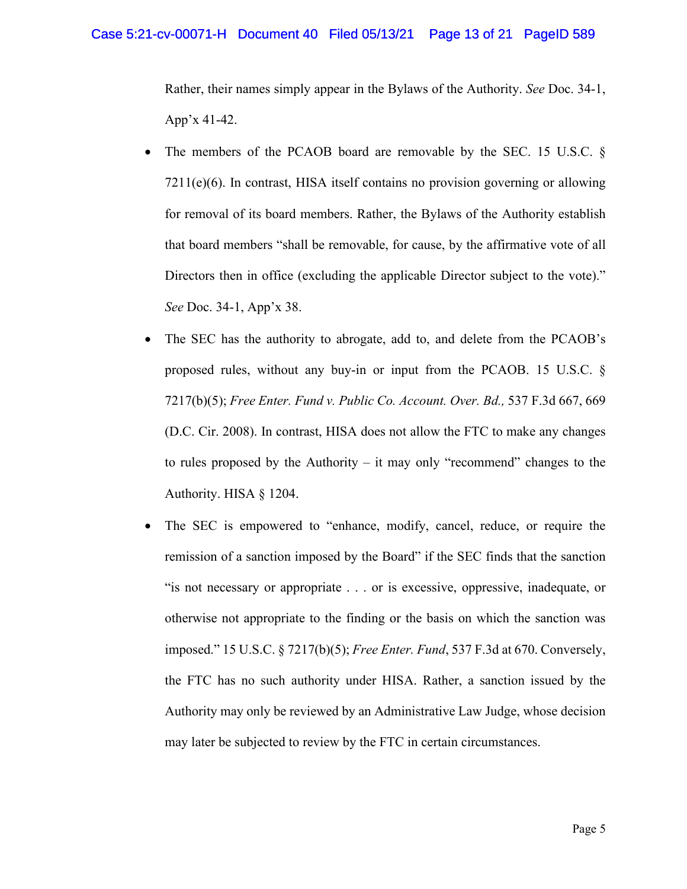Rather, their names simply appear in the Bylaws of the Authority. *See* Doc. 34-1, App'x 41-42.

- The members of the PCAOB board are removable by the SEC. 15 U.S.C. § 7211(e)(6). In contrast, HISA itself contains no provision governing or allowing for removal of its board members. Rather, the Bylaws of the Authority establish that board members "shall be removable, for cause, by the affirmative vote of all Directors then in office (excluding the applicable Director subject to the vote)." *See* Doc. 34-1, App'x 38.

- The SEC has the authority to abrogate, add to, and delete from the PCAOB's proposed rules, without any buy-in or input from the PCAOB. 15 U.S.C. § 7217(b)(5); *Free Enter. Fund v. Public Co. Account. Over. Bd.,* 537 F.3d 667, 669 (D.C. Cir. 2008). In contrast, HISA does not allow the FTC to make any changes to rules proposed by the Authority – it may only "recommend" changes to the Authority. HISA § 1204.

- The SEC is empowered to "enhance, modify, cancel, reduce, or require the remission of a sanction imposed by the Board" if the SEC finds that the sanction "is not necessary or appropriate . . . or is excessive, oppressive, inadequate, or otherwise not appropriate to the finding or the basis on which the sanction was imposed." 15 U.S.C. § 7217(b)(5); *Free Enter. Fund*, 537 F.3d at 670. Conversely, the FTC has no such authority under HISA. Rather, a sanction issued by the Authority may only be reviewed by an Administrative Law Judge, whose decision may later be subjected to review by the FTC in certain circumstances.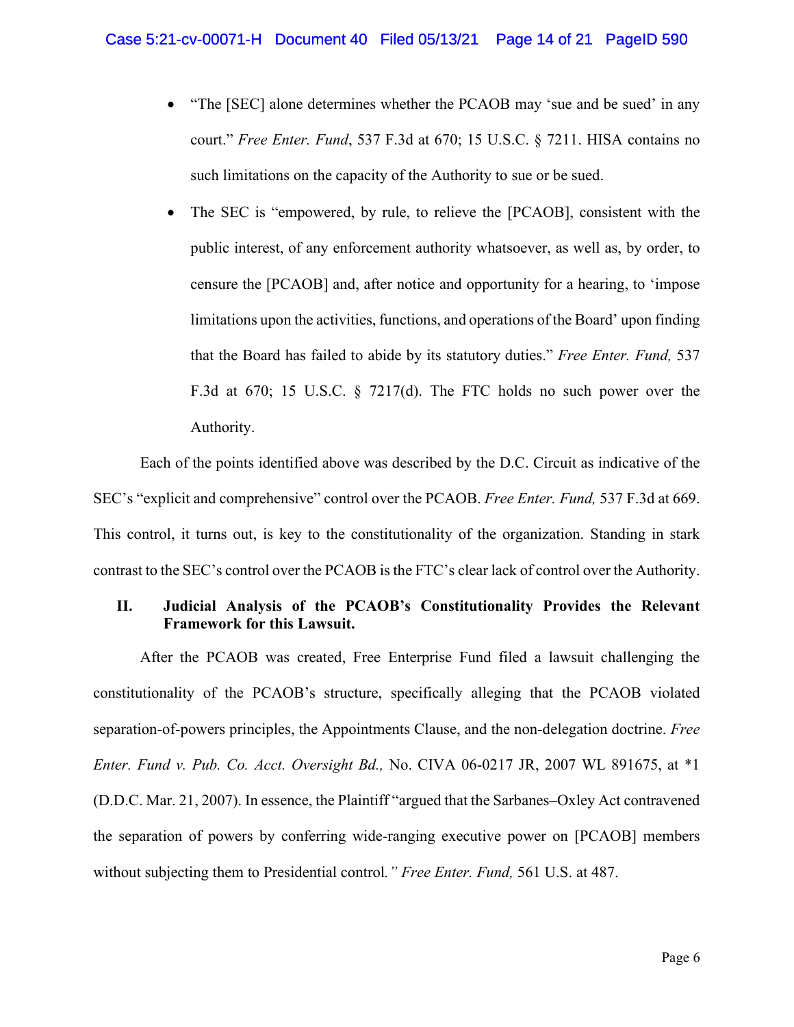- "The [SEC] alone determines whether the PCAOB may 'sue and be sued' in any court." *Free Enter. Fund*, 537 F.3d at 670; 15 U.S.C. § 7211. HISA contains no such limitations on the capacity of the Authority to sue or be sued.
- The SEC is "empowered, by rule, to relieve the [PCAOB], consistent with the public interest, of any enforcement authority whatsoever, as well as, by order, to censure the [PCAOB] and, after notice and opportunity for a hearing, to 'impose limitations upon the activities, functions, and operations of the Board' upon finding that the Board has failed to abide by its statutory duties." *Free Enter. Fund,* 537 F.3d at 670; 15 U.S.C. § 7217(d). The FTC holds no such power over the Authority.

Each of the points identified above was described by the D.C. Circuit as indicative of the SEC's "explicit and comprehensive" control over the PCAOB. *Free Enter. Fund,* 537 F.3d at 669. This control, it turns out, is key to the constitutionality of the organization. Standing in stark contrast to the SEC's control over the PCAOB is the FTC's clear lack of control over the Authority.

## II. Judicial Analysis of the PCAOB's Constitutionality Provides the Relevant Framework for this Lawsuit.

After the PCAOB was created, Free Enterprise Fund filed a lawsuit challenging the constitutionality of the PCAOB's structure, specifically alleging that the PCAOB violated separation-of-powers principles, the Appointments Clause, and the non-delegation doctrine. *Free Enter. Fund v. Pub. Co. Acct. Oversight Bd.,* No. CIVA 06-0217 JR, 2007 WL 891675, at *1 (D.D.C. Mar. 21, 2007). In essence, the Plaintiff "argued that the Sarbanes–Oxley Act contravened the separation of powers by conferring wide-ranging executive power on [PCAOB] members without subjecting them to Presidential control*." Free Enter. Fund,* 561 U.S. at 487.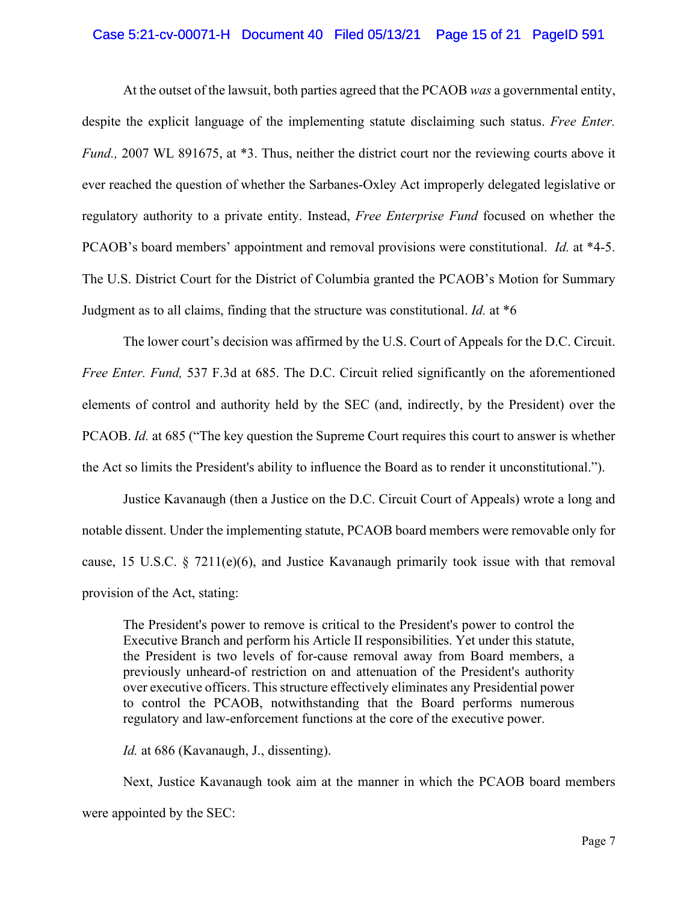At the outset of the lawsuit, both parties agreed that the PCAOB *was* a governmental entity, despite the explicit language of the implementing statute disclaiming such status. *Free Enter. Fund.,* 2007 WL 891675, at *3. Thus, neither the district court nor the reviewing courts above it ever reached the question of whether the Sarbanes-Oxley Act improperly delegated legislative or regulatory authority to a private entity. Instead, *Free Enterprise Fund* focused on whether the PCAOB's board members' appointment and removal provisions were constitutional. *Id.* at *4-5. The U.S. District Court for the District of Columbia granted the PCAOB's Motion for Summary Judgment as to all claims, finding that the structure was constitutional. *Id.* at *6

The lower court's decision was affirmed by the U.S. Court of Appeals for the D.C. Circuit. *Free Enter. Fund,* 537 F.3d at 685. The D.C. Circuit relied significantly on the aforementioned elements of control and authority held by the SEC (and, indirectly, by the President) over the PCAOB. *Id.* at 685 ("The key question the Supreme Court requires this court to answer is whether the Act so limits the President's ability to influence the Board as to render it unconstitutional.").

Justice Kavanaugh (then a Justice on the D.C. Circuit Court of Appeals) wrote a long and notable dissent. Under the implementing statute, PCAOB board members were removable only for cause, 15 U.S.C. § 7211(e)(6), and Justice Kavanaugh primarily took issue with that removal provision of the Act, stating:

> The President's power to remove is critical to the President's power to control the Executive Branch and perform his Article II responsibilities. Yet under this statute, the President is two levels of for-cause removal away from Board members, a previously unheard-of restriction on and attenuation of the President's authority over executive officers. This structure effectively eliminates any Presidential power to control the PCAOB, notwithstanding that the Board performs numerous regulatory and law-enforcement functions at the core of the executive power.

*Id.* at 686 (Kavanaugh, J., dissenting).

Next, Justice Kavanaugh took aim at the manner in which the PCAOB board members were appointed by the SEC: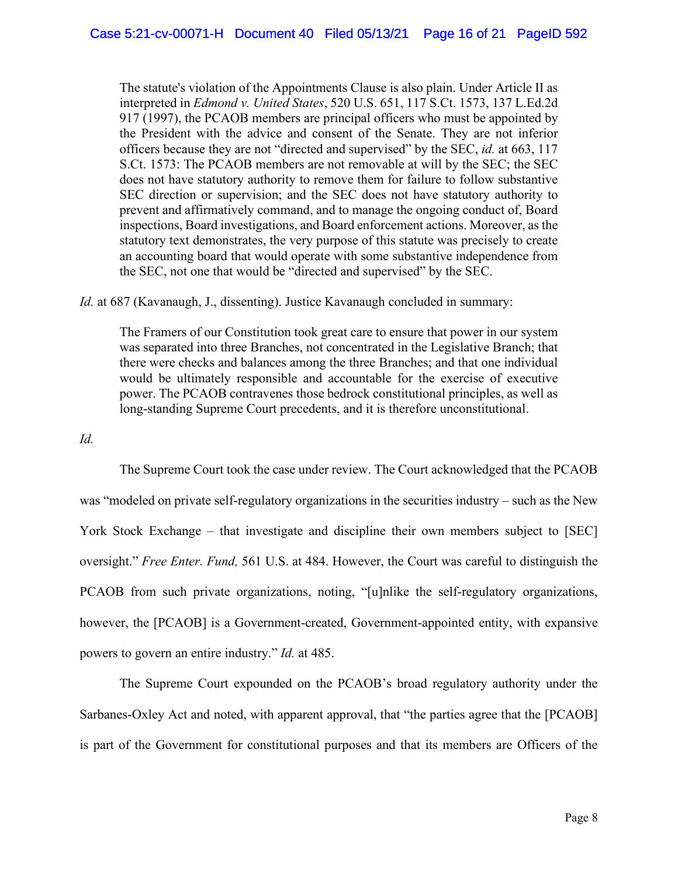> The statute's violation of the Appointments Clause is also plain. Under Article II as interpreted in *Edmond v. United States*, 520 U.S. 651, 117 S.Ct. 1573, 137 L.Ed.2d 917 (1997), the PCAOB members are principal officers who must be appointed by the President with the advice and consent of the Senate. They are not inferior officers because they are not "directed and supervised" by the SEC, *id.* at 663, 117 S.Ct. 1573: The PCAOB members are not removable at will by the SEC; the SEC does not have statutory authority to remove them for failure to follow substantive SEC direction or supervision; and the SEC does not have statutory authority to prevent and affirmatively command, and to manage the ongoing conduct of, Board inspections, Board investigations, and Board enforcement actions. Moreover, as the statutory text demonstrates, the very purpose of this statute was precisely to create an accounting board that would operate with some substantive independence from the SEC, not one that would be "directed and supervised" by the SEC.

*Id.* at 687 (Kavanaugh, J., dissenting). Justice Kavanaugh concluded in summary:

> The Framers of our Constitution took great care to ensure that power in our system was separated into three Branches, not concentrated in the Legislative Branch; that there were checks and balances among the three Branches; and that one individual would be ultimately responsible and accountable for the exercise of executive power. The PCAOB contravenes those bedrock constitutional principles, as well as long-standing Supreme Court precedents, and it is therefore unconstitutional.

*Id.*

The Supreme Court took the case under review. The Court acknowledged that the PCAOB was "modeled on private self-regulatory organizations in the securities industry – such as the New York Stock Exchange – that investigate and discipline their own members subject to [SEC] oversight." *Free Enter. Fund,* 561 U.S. at 484. However, the Court was careful to distinguish the PCAOB from such private organizations, noting, "[u]nlike the self-regulatory organizations, however, the [PCAOB] is a Government-created, Government-appointed entity, with expansive powers to govern an entire industry." *Id.* at 485.

The Supreme Court expounded on the PCAOB's broad regulatory authority under the Sarbanes-Oxley Act and noted, with apparent approval, that "the parties agree that the [PCAOB] is part of the Government for constitutional purposes and that its members are Officers of the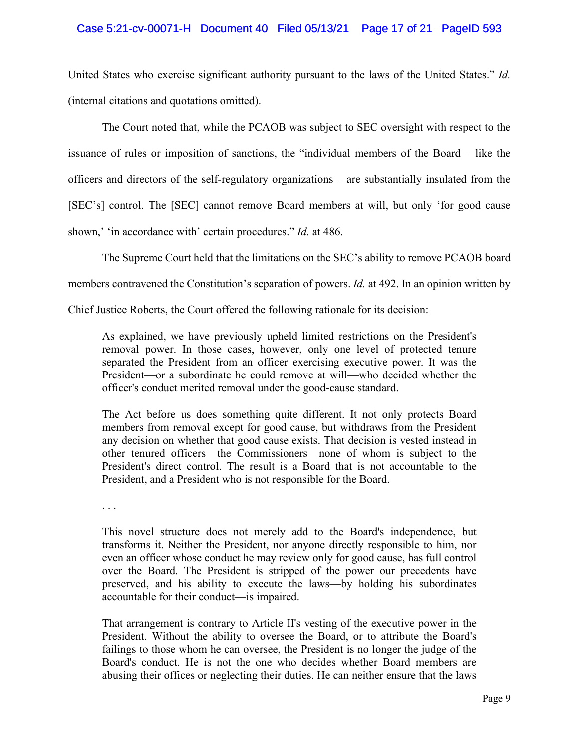United States who exercise significant authority pursuant to the laws of the United States." *Id.* (internal citations and quotations omitted).

The Court noted that, while the PCAOB was subject to SEC oversight with respect to the issuance of rules or imposition of sanctions, the "individual members of the Board – like the officers and directors of the self-regulatory organizations – are substantially insulated from the [SEC's] control. The [SEC] cannot remove Board members at will, but only 'for good cause shown,' 'in accordance with' certain procedures." *Id.* at 486.

The Supreme Court held that the limitations on the SEC's ability to remove PCAOB board members contravened the Constitution's separation of powers. *Id.* at 492. In an opinion written by Chief Justice Roberts, the Court offered the following rationale for its decision:

> As explained, we have previously upheld limited restrictions on the President's removal power. In those cases, however, only one level of protected tenure separated the President from an officer exercising executive power. It was the President—or a subordinate he could remove at will—who decided whether the officer's conduct merited removal under the good-cause standard.
>
> The Act before us does something quite different. It not only protects Board members from removal except for good cause, but withdraws from the President any decision on whether that good cause exists. That decision is vested instead in other tenured officers—the Commissioners—none of whom is subject to the President's direct control. The result is a Board that is not accountable to the President, and a President who is not responsible for the Board.
>
> . . .
>
> This novel structure does not merely add to the Board's independence, but transforms it. Neither the President, nor anyone directly responsible to him, nor even an officer whose conduct he may review only for good cause, has full control over the Board. The President is stripped of the power our precedents have preserved, and his ability to execute the laws—by holding his subordinates accountable for their conduct—is impaired.
>
> That arrangement is contrary to Article II's vesting of the executive power in the President. Without the ability to oversee the Board, or to attribute the Board's failings to those whom he can oversee, the President is no longer the judge of the Board's conduct. He is not the one who decides whether Board members are abusing their offices or neglecting their duties. He can neither ensure that the laws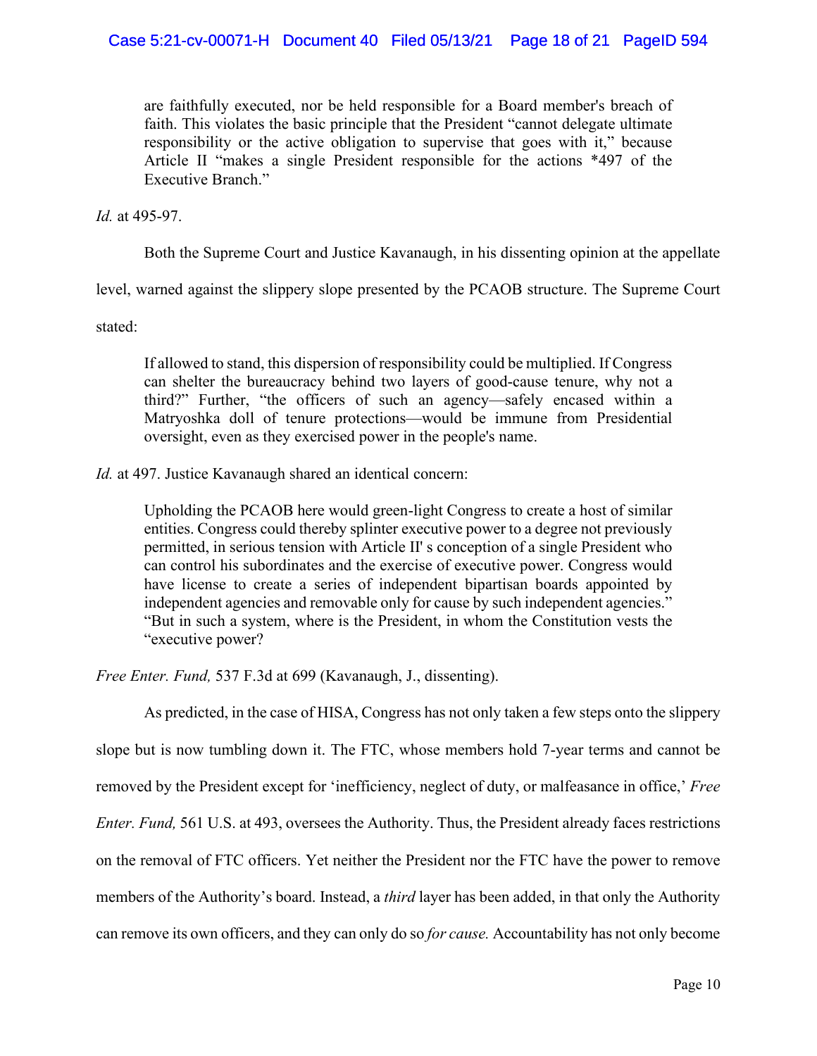are faithfully executed, nor be held responsible for a Board member's breach of faith. This violates the basic principle that the President "cannot delegate ultimate responsibility or the active obligation to supervise that goes with it," because Article II "makes a single President responsible for the actions *497 of the Executive Branch."

*Id.* at 495-97.

Both the Supreme Court and Justice Kavanaugh, in his dissenting opinion at the appellate level, warned against the slippery slope presented by the PCAOB structure. The Supreme Court stated:

> If allowed to stand, this dispersion of responsibility could be multiplied. If Congress can shelter the bureaucracy behind two layers of good-cause tenure, why not a third?" Further, "the officers of such an agency—safely encased within a Matryoshka doll of tenure protections—would be immune from Presidential oversight, even as they exercised power in the people's name.

*Id.* at 497. Justice Kavanaugh shared an identical concern:

> Upholding the PCAOB here would green-light Congress to create a host of similar entities. Congress could thereby splinter executive power to a degree not previously permitted, in serious tension with Article II' s conception of a single President who can control his subordinates and the exercise of executive power. Congress would have license to create a series of independent bipartisan boards appointed by independent agencies and removable only for cause by such independent agencies." "But in such a system, where is the President, in whom the Constitution vests the "executive power?

*Free Enter. Fund,* 537 F.3d at 699 (Kavanaugh, J., dissenting).

As predicted, in the case of HISA, Congress has not only taken a few steps onto the slippery slope but is now tumbling down it. The FTC, whose members hold 7-year terms and cannot be removed by the President except for 'inefficiency, neglect of duty, or malfeasance in office,' *Free Enter. Fund,* 561 U.S. at 493, oversees the Authority. Thus, the President already faces restrictions on the removal of FTC officers. Yet neither the President nor the FTC have the power to remove members of the Authority's board. Instead, a *third* layer has been added, in that only the Authority can remove its own officers, and they can only do so *for cause.* Accountability has not only become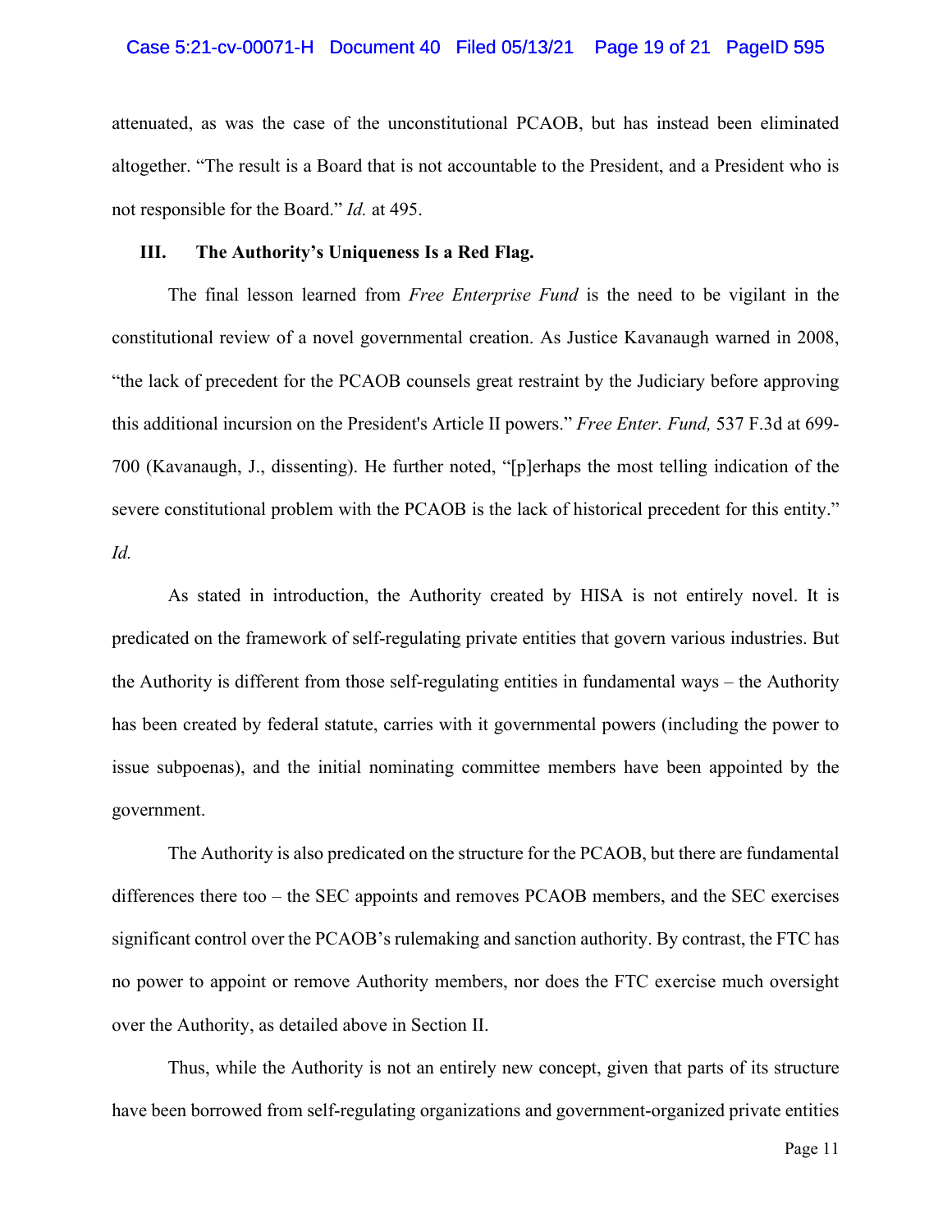attenuated, as was the case of the unconstitutional PCAOB, but has instead been eliminated altogether. "The result is a Board that is not accountable to the President, and a President who is not responsible for the Board." *Id.* at 495.

## III. The Authority's Uniqueness Is a Red Flag.

The final lesson learned from *Free Enterprise Fund* is the need to be vigilant in the constitutional review of a novel governmental creation. As Justice Kavanaugh warned in 2008, "the lack of precedent for the PCAOB counsels great restraint by the Judiciary before approving this additional incursion on the President's Article II powers." *Free Enter. Fund,* 537 F.3d at 699-700 (Kavanaugh, J., dissenting). He further noted, "[p]erhaps the most telling indication of the severe constitutional problem with the PCAOB is the lack of historical precedent for this entity." *Id.*

As stated in introduction, the Authority created by HISA is not entirely novel. It is predicated on the framework of self-regulating private entities that govern various industries. But the Authority is different from those self-regulating entities in fundamental ways – the Authority has been created by federal statute, carries with it governmental powers (including the power to issue subpoenas), and the initial nominating committee members have been appointed by the government.

The Authority is also predicated on the structure for the PCAOB, but there are fundamental differences there too – the SEC appoints and removes PCAOB members, and the SEC exercises significant control over the PCAOB's rulemaking and sanction authority. By contrast, the FTC has no power to appoint or remove Authority members, nor does the FTC exercise much oversight over the Authority, as detailed above in Section II.

Thus, while the Authority is not an entirely new concept, given that parts of its structure have been borrowed from self-regulating organizations and government-organized private entities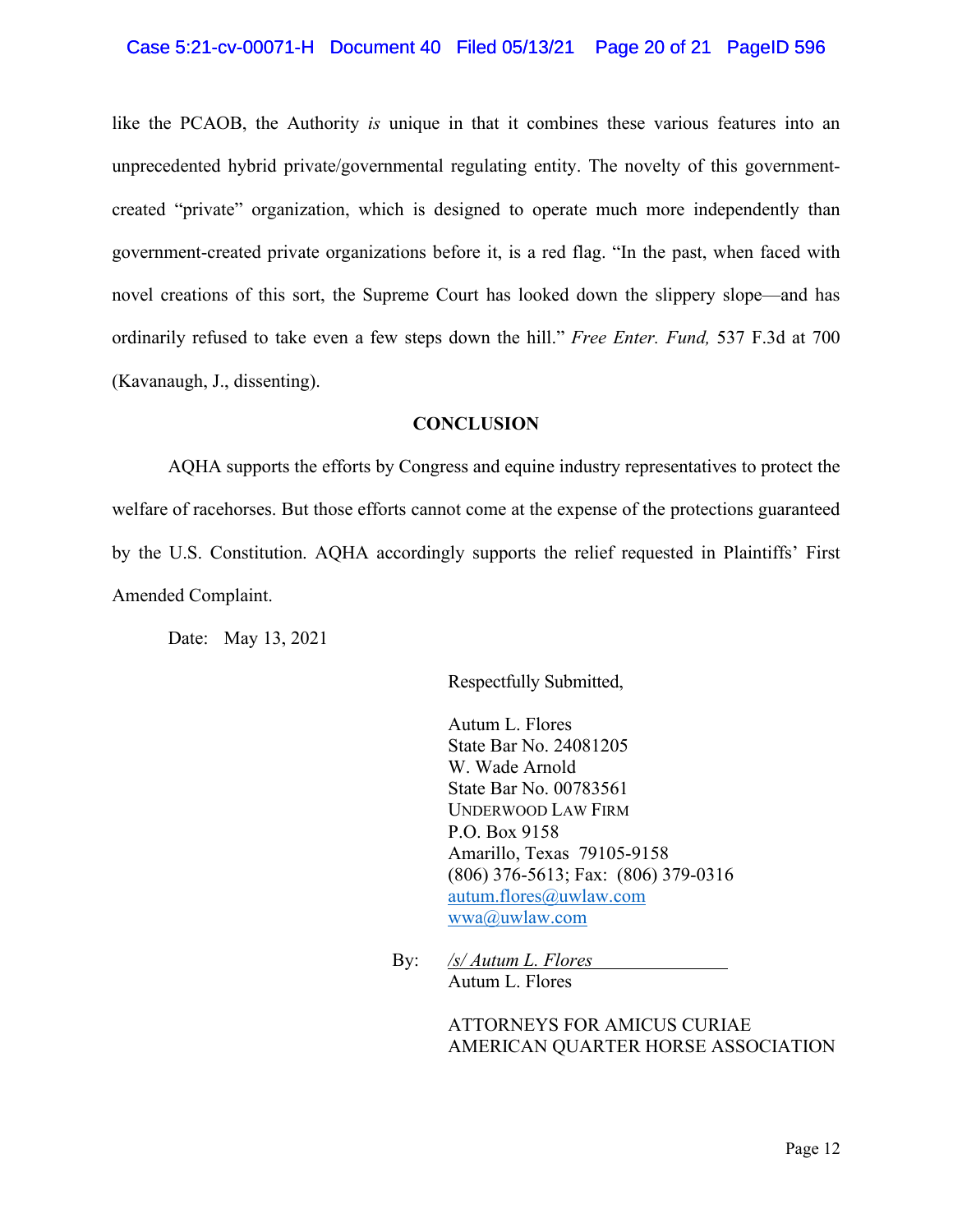like the PCAOB, the Authority *is* unique in that it combines these various features into an unprecedented hybrid private/governmental regulating entity. The novelty of this government-created "private" organization, which is designed to operate much more independently than government-created private organizations before it, is a red flag. "In the past, when faced with novel creations of this sort, the Supreme Court has looked down the slippery slope—and has ordinarily refused to take even a few steps down the hill." *Free Enter. Fund,* 537 F.3d at 700 (Kavanaugh, J., dissenting).

## CONCLUSION

AQHA supports the efforts by Congress and equine industry representatives to protect the welfare of racehorses. But those efforts cannot come at the expense of the protections guaranteed by the U.S. Constitution. AQHA accordingly supports the relief requested in Plaintiffs' First Amended Complaint.

Date: May 13, 2021

Respectfully Submitted,

Autum L. Flores
State Bar No. 24081205
W. Wade Arnold
State Bar No. 00783561
UNDERWOOD LAW FIRM
P.O. Box 9158
Amarillo, Texas 79105-9158
(806) 376-5613; Fax: (806) 379-0316
autum.flores@uwlaw.com
wwa@uwlaw.com

By: */s/ Autum L. Flores*
Autum L. Flores

ATTORNEYS FOR AMICUS CURIAE
AMERICAN QUARTER HORSE ASSOCIATION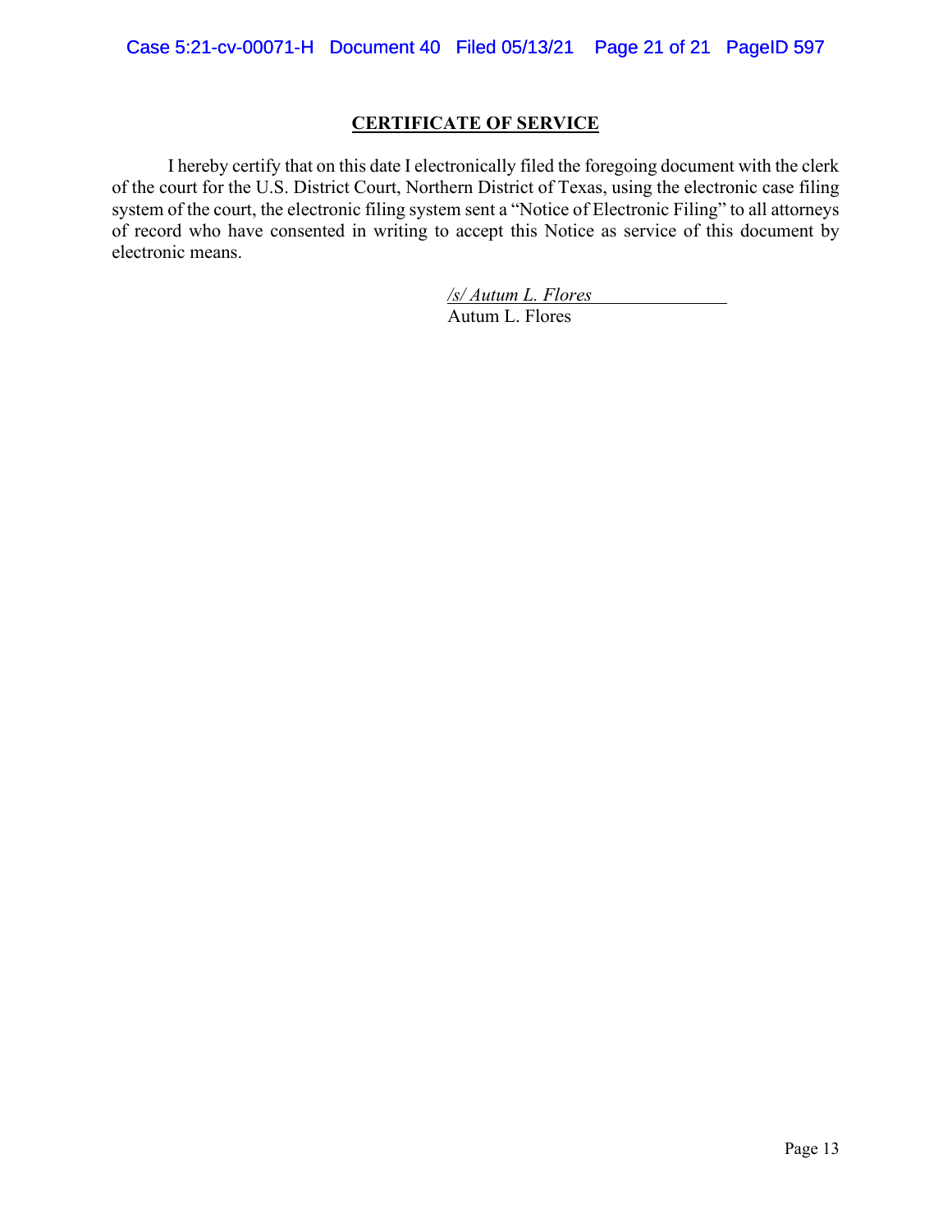## CERTIFICATE OF SERVICE

I hereby certify that on this date I electronically filed the foregoing document with the clerk of the court for the U.S. District Court, Northern District of Texas, using the electronic case filing system of the court, the electronic filing system sent a "Notice of Electronic Filing" to all attorneys of record who have consented in writing to accept this Notice as service of this document by electronic means.

*/s/ Autum L. Flores*
Autum L. Flores